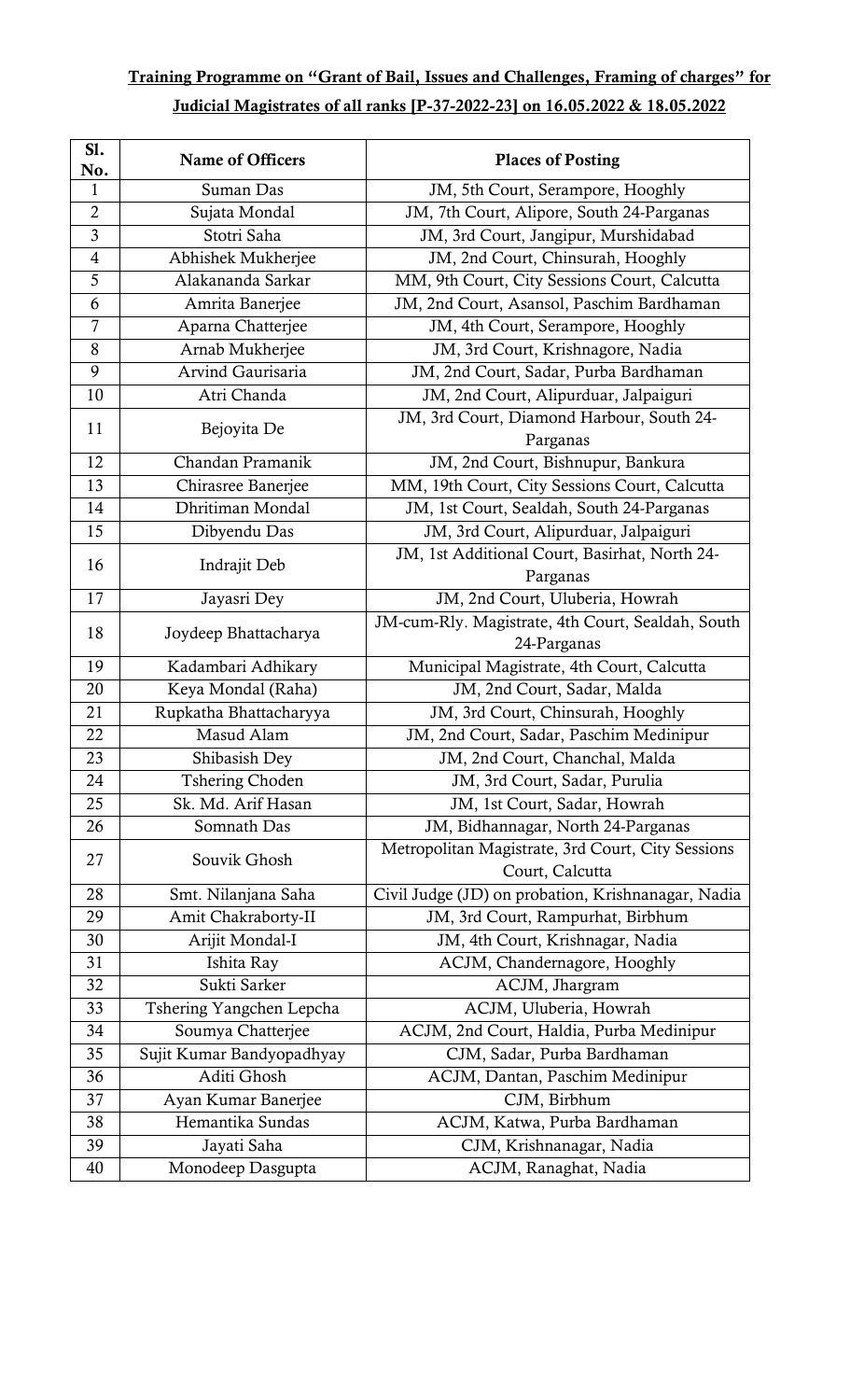**Training Programme on "Grant of Bail, Issues and Challenges, Framing of charges" for Judicial Magistrates of all ranks [P-37-2022-23] on 16.05.2022 & 18.05.2022**

| Sl. No. | Name of Officers | Places of Posting |
|---|---|---|
| 1 | Suman Das | JM, 5th Court, Serampore, Hooghly |
| 2 | Sujata Mondal | JM, 7th Court, Alipore, South 24-Parganas |
| 3 | Stotri Saha | JM, 3rd Court, Jangipur, Murshidabad |
| 4 | Abhishek Mukherjee | JM, 2nd Court, Chinsurah, Hooghly |
| 5 | Alakananda Sarkar | MM, 9th Court, City Sessions Court, Calcutta |
| 6 | Amrita Banerjee | JM, 2nd Court, Asansol, Paschim Bardhaman |
| 7 | Aparna Chatterjee | JM, 4th Court, Serampore, Hooghly |
| 8 | Arnab Mukherjee | JM, 3rd Court, Krishnagore, Nadia |
| 9 | Arvind Gaurisaria | JM, 2nd Court, Sadar, Purba Bardhaman |
| 10 | Atri Chanda | JM, 2nd Court, Alipurduar, Jalpaiguri |
| 11 | Bejoyita De | JM, 3rd Court, Diamond Harbour, South 24-Parganas |
| 12 | Chandan Pramanik | JM, 2nd Court, Bishnupur, Bankura |
| 13 | Chirasree Banerjee | MM, 19th Court, City Sessions Court, Calcutta |
| 14 | Dhritiman Mondal | JM, 1st Court, Sealdah, South 24-Parganas |
| 15 | Dibyendu Das | JM, 3rd Court, Alipurduar, Jalpaiguri |
| 16 | Indrajit Deb | JM, 1st Additional Court, Basirhat, North 24-Parganas |
| 17 | Jayasri Dey | JM, 2nd Court, Uluberia, Howrah |
| 18 | Joydeep Bhattacharya | JM-cum-Rly. Magistrate, 4th Court, Sealdah, South 24-Parganas |
| 19 | Kadambari Adhikary | Municipal Magistrate, 4th Court, Calcutta |
| 20 | Keya Mondal (Raha) | JM, 2nd Court, Sadar, Malda |
| 21 | Rupkatha Bhattacharyya | JM, 3rd Court, Chinsurah, Hooghly |
| 22 | Masud Alam | JM, 2nd Court, Sadar, Paschim Medinipur |
| 23 | Shibasish Dey | JM, 2nd Court, Chanchal, Malda |
| 24 | Tshering Choden | JM, 3rd Court, Sadar, Purulia |
| 25 | Sk. Md. Arif Hasan | JM, 1st Court, Sadar, Howrah |
| 26 | Somnath Das | JM, Bidhannagar, North 24-Parganas |
| 27 | Souvik Ghosh | Metropolitan Magistrate, 3rd Court, City Sessions Court, Calcutta |
| 28 | Smt. Nilanjana Saha | Civil Judge (JD) on probation, Krishnanagar, Nadia |
| 29 | Amit Chakraborty-II | JM, 3rd Court, Rampurhat, Birbhum |
| 30 | Arijit Mondal-I | JM, 4th Court, Krishnagar, Nadia |
| 31 | Ishita Ray | ACJM, Chandernagore, Hooghly |
| 32 | Sukti Sarker | ACJM, Jhargram |
| 33 | Tshering Yangchen Lepcha | ACJM, Uluberia, Howrah |
| 34 | Soumya Chatterjee | ACJM, 2nd Court, Haldia, Purba Medinipur |
| 35 | Sujit Kumar Bandyopadhyay | CJM, Sadar, Purba Bardhaman |
| 36 | Aditi Ghosh | ACJM, Dantan, Paschim Medinipur |
| 37 | Ayan Kumar Banerjee | CJM, Birbhum |
| 38 | Hemantika Sundas | ACJM, Katwa, Purba Bardhaman |
| 39 | Jayati Saha | CJM, Krishnanagar, Nadia |
| 40 | Monodeep Dasgupta | ACJM, Ranaghat, Nadia |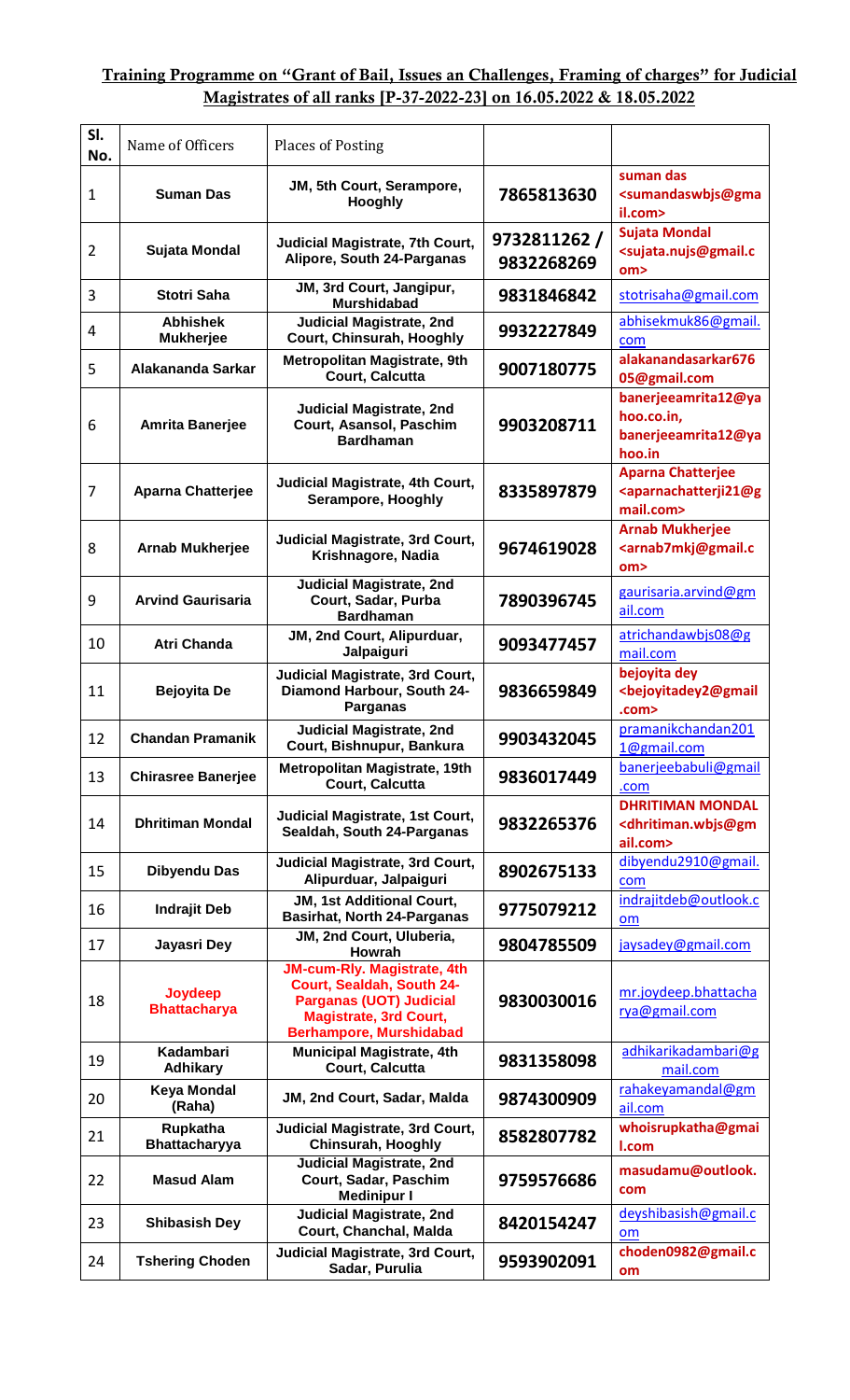## **Training Programme on "Grant of Bail, Issues an Challenges, Framing of charges" for Judicial Magistrates of all ranks [P-37-2022-23] on 16.05.2022 & 18.05.2022**

| Sl. No. | Name of Officers | Places of Posting | | |
|---|---|---|---|---|
| 1 | **Suman Das** | **JM, 5th Court, Serampore, Hooghly** | 7865813630 | suman das <sumandaswbjs@gmail.com> |
| 2 | **Sujata Mondal** | **Judicial Magistrate, 7th Court, Alipore, South 24-Parganas** | 9732811262 / 9832268269 | Sujata Mondal <sujata.nujs@gmail.com> |
| 3 | **Stotri Saha** | **JM, 3rd Court, Jangipur, Murshidabad** | 9831846842 | stotrisaha@gmail.com |
| 4 | **Abhishek Mukherjee** | **Judicial Magistrate, 2nd Court, Chinsurah, Hooghly** | 9932227849 | abhisekmuk86@gmail.com |
| 5 | **Alakananda Sarkar** | **Metropolitan Magistrate, 9th Court, Calcutta** | 9007180775 | alakanandasarkar67605@gmail.com |
| 6 | **Amrita Banerjee** | **Judicial Magistrate, 2nd Court, Asansol, Paschim Bardhaman** | 9903208711 | banerjeeamrita12@yahoo.co.in, banerjeeamrita12@yahoo.in |
| 7 | **Aparna Chatterjee** | **Judicial Magistrate, 4th Court, Serampore, Hooghly** | 8335897879 | Aparna Chatterjee <aparnachatterji21@gmail.com> |
| 8 | **Arnab Mukherjee** | **Judicial Magistrate, 3rd Court, Krishnagore, Nadia** | 9674619028 | Arnab Mukherjee <arnab7mkj@gmail.com> |
| 9 | **Arvind Gaurisaria** | **Judicial Magistrate, 2nd Court, Sadar, Purba Bardhaman** | 7890396745 | gaurisaria.arvind@gmail.com |
| 10 | **Atri Chanda** | **JM, 2nd Court, Alipurduar, Jalpaiguri** | 9093477457 | atrichandawbjs08@gmail.com |
| 11 | **Bejoyita De** | **Judicial Magistrate, 3rd Court, Diamond Harbour, South 24-Parganas** | 9836659849 | bejoyita dey <bejoyitadey2@gmail.com> |
| 12 | **Chandan Pramanik** | **Judicial Magistrate, 2nd Court, Bishnupur, Bankura** | 9903432045 | pramanikchandan2011@gmail.com |
| 13 | **Chirasree Banerjee** | **Metropolitan Magistrate, 19th Court, Calcutta** | 9836017449 | banerjeebabuli@gmail.com |
| 14 | **Dhritiman Mondal** | **Judicial Magistrate, 1st Court, Sealdah, South 24-Parganas** | 9832265376 | DHRITIMAN MONDAL <dhritiman.wbjs@gmail.com> |
| 15 | **Dibyendu Das** | **Judicial Magistrate, 3rd Court, Alipurduar, Jalpaiguri** | 8902675133 | dibyendu2910@gmail.com |
| 16 | **Indrajit Deb** | **JM, 1st Additional Court, Basirhat, North 24-Parganas** | 9775079212 | indrajitdeb@outlook.com |
| 17 | **Jayasri Dey** | **JM, 2nd Court, Uluberia, Howrah** | 9804785509 | jaysadey@gmail.com |
| 18 | **Joydeep Bhattacharya** | **JM-cum-Rly. Magistrate, 4th Court, Sealdah, South 24-Parganas (UOT) Judicial Magistrate, 3rd Court, Berhampore, Murshidabad** | 9830030016 | mr.joydeep.bhattacharya@gmail.com |
| 19 | **Kadambari Adhikary** | **Municipal Magistrate, 4th Court, Calcutta** | 9831358098 | adhikarikadambari@gmail.com |
| 20 | **Keya Mondal (Raha)** | **JM, 2nd Court, Sadar, Malda** | 9874300909 | rahakeyamandal@gmail.com |
| 21 | **Rupkatha Bhattacharyya** | **Judicial Magistrate, 3rd Court, Chinsurah, Hooghly** | 8582807782 | whoisrupkatha@gmail.com |
| 22 | **Masud Alam** | **Judicial Magistrate, 2nd Court, Sadar, Paschim Medinipur I** | 9759576686 | masudamu@outlook.com |
| 23 | **Shibasish Dey** | **Judicial Magistrate, 2nd Court, Chanchal, Malda** | 8420154247 | deyshibasish@gmail.com |
| 24 | **Tshering Choden** | **Judicial Magistrate, 3rd Court, Sadar, Purulia** | 9593902091 | choden0982@gmail.com |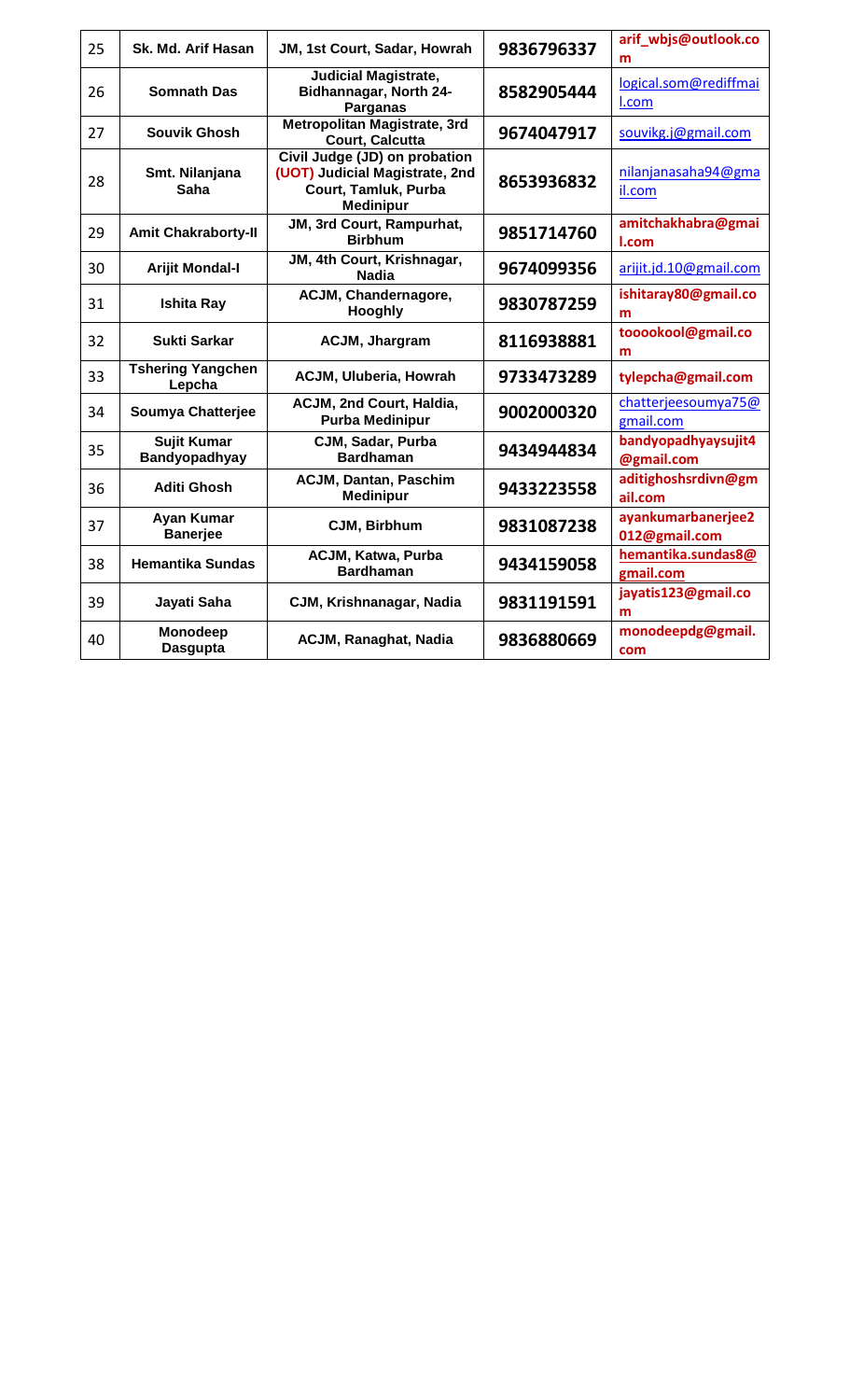| | | | | |
|---|---|---|---|---|
| 25 | Sk. Md. Arif Hasan | JM, 1st Court, Sadar, Howrah | 9836796337 | arif_wbjs@outlook.com |
| 26 | Somnath Das | Judicial Magistrate, Bidhannagar, North 24-Parganas | 8582905444 | logical.som@rediffmail.com |
| 27 | Souvik Ghosh | Metropolitan Magistrate, 3rd Court, Calcutta | 9674047917 | souvikg.j@gmail.com |
| 28 | Smt. Nilanjana Saha | Civil Judge (JD) on probation (UOT) Judicial Magistrate, 2nd Court, Tamluk, Purba Medinipur | 8653936832 | nilanjanasaha94@gmail.com |
| 29 | Amit Chakraborty-II | JM, 3rd Court, Rampurhat, Birbhum | 9851714760 | amitchakhabra@gmail.com |
| 30 | Arijit Mondal-I | JM, 4th Court, Krishnagar, Nadia | 9674099356 | arijit.jd.10@gmail.com |
| 31 | Ishita Ray | ACJM, Chandernagore, Hooghly | 9830787259 | ishitaray80@gmail.com |
| 32 | Sukti Sarkar | ACJM, Jhargram | 8116938881 | tooookool@gmail.com |
| 33 | Tshering Yangchen Lepcha | ACJM, Uluberia, Howrah | 9733473289 | tylepcha@gmail.com |
| 34 | Soumya Chatterjee | ACJM, 2nd Court, Haldia, Purba Medinipur | 9002000320 | chatterjeesoumya75@gmail.com |
| 35 | Sujit Kumar Bandyopadhyay | CJM, Sadar, Purba Bardhaman | 9434944834 | bandyopadhyaysujit4@gmail.com |
| 36 | Aditi Ghosh | ACJM, Dantan, Paschim Medinipur | 9433223558 | aditighoshsrdivn@gmail.com |
| 37 | Ayan Kumar Banerjee | CJM, Birbhum | 9831087238 | ayankumarbanerjee2012@gmail.com |
| 38 | Hemantika Sundas | ACJM, Katwa, Purba Bardhaman | 9434159058 | hemantika.sundas8@gmail.com |
| 39 | Jayati Saha | CJM, Krishnanagar, Nadia | 9831191591 | jayatis123@gmail.com |
| 40 | Monodeep Dasgupta | ACJM, Ranaghat, Nadia | 9836880669 | monodeepdg@gmail.com |